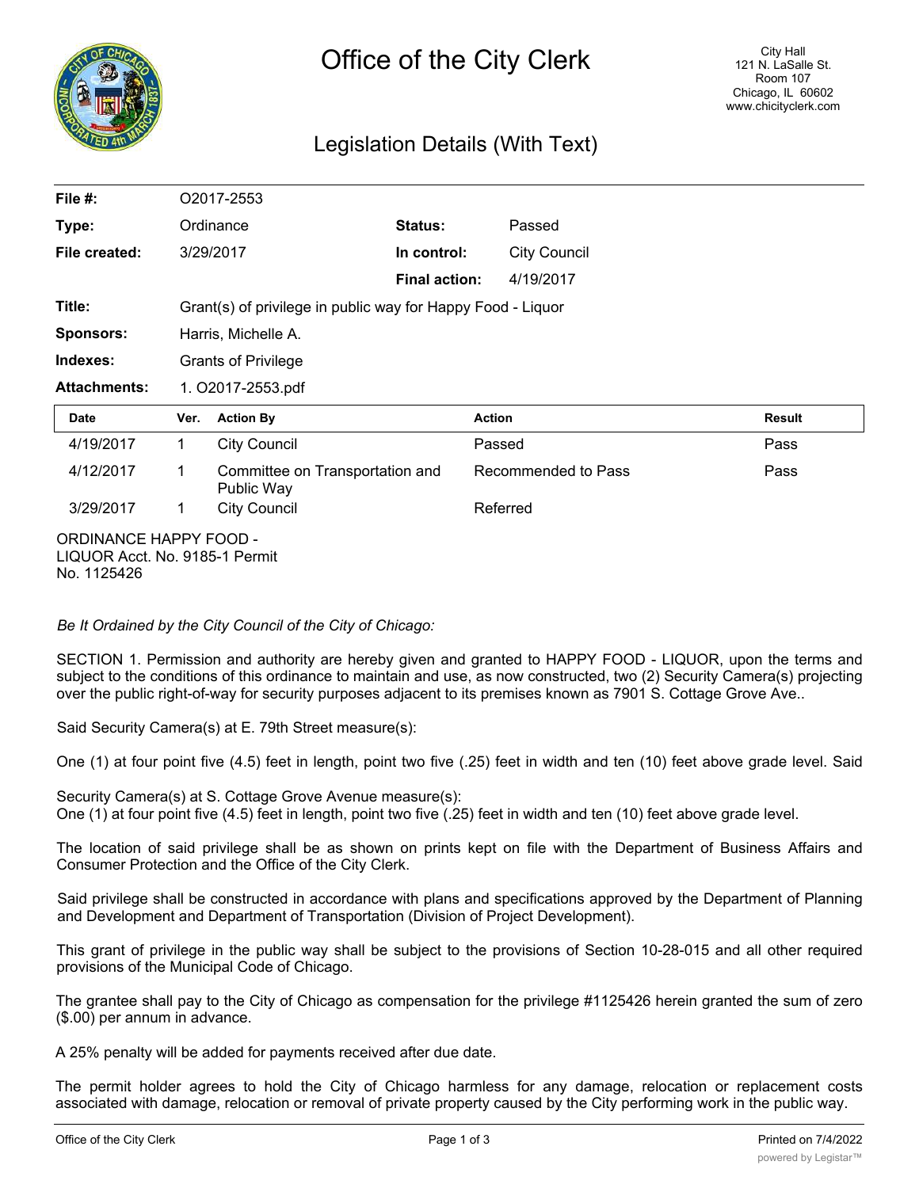# Office of the City Clerk

City Hall
121 N. LaSalle St.
Room 107
Chicago, IL 60602
www.chicityclerk.com

## Legislation Details (With Text)

| | | | |
|---|---|---|---|
| **File #:** | O2017-2553 | | |
| **Type:** | Ordinance | **Status:** | Passed |
| **File created:** | 3/29/2017 | **In control:** | City Council |
| | | **Final action:** | 4/19/2017 |
| **Title:** | Grant(s) of privilege in public way for Happy Food - Liquor | | |
| **Sponsors:** | Harris, Michelle A. | | |
| **Indexes:** | Grants of Privilege | | |
| **Attachments:** | 1. O2017-2553.pdf | | |

| Date | Ver. | Action By | Action | Result |
|---|---|---|---|---|
| 4/19/2017 | 1 | City Council | Passed | Pass |
| 4/12/2017 | 1 | Committee on Transportation and Public Way | Recommended to Pass | Pass |
| 3/29/2017 | 1 | City Council | Referred | |

ORDINANCE HAPPY FOOD - LIQUOR Acct. No. 9185-1 Permit No. 1125426

*Be It Ordained by the City Council of the City of Chicago:*

SECTION 1. Permission and authority are hereby given and granted to HAPPY FOOD - LIQUOR, upon the terms and subject to the conditions of this ordinance to maintain and use, as now constructed, two (2) Security Camera(s) projecting over the public right-of-way for security purposes adjacent to its premises known as 7901 S. Cottage Grove Ave..

Said Security Camera(s) at E. 79th Street measure(s):

One (1) at four point five (4.5) feet in length, point two five (.25) feet in width and ten (10) feet above grade level. Said

Security Camera(s) at S. Cottage Grove Avenue measure(s):
One (1) at four point five (4.5) feet in length, point two five (.25) feet in width and ten (10) feet above grade level.

The location of said privilege shall be as shown on prints kept on file with the Department of Business Affairs and Consumer Protection and the Office of the City Clerk.

Said privilege shall be constructed in accordance with plans and specifications approved by the Department of Planning and Development and Department of Transportation (Division of Project Development).

This grant of privilege in the public way shall be subject to the provisions of Section 10-28-015 and all other required provisions of the Municipal Code of Chicago.

The grantee shall pay to the City of Chicago as compensation for the privilege #1125426 herein granted the sum of zero ($.00) per annum in advance.

A 25% penalty will be added for payments received after due date.

The permit holder agrees to hold the City of Chicago harmless for any damage, relocation or replacement costs associated with damage, relocation or removal of private property caused by the City performing work in the public way.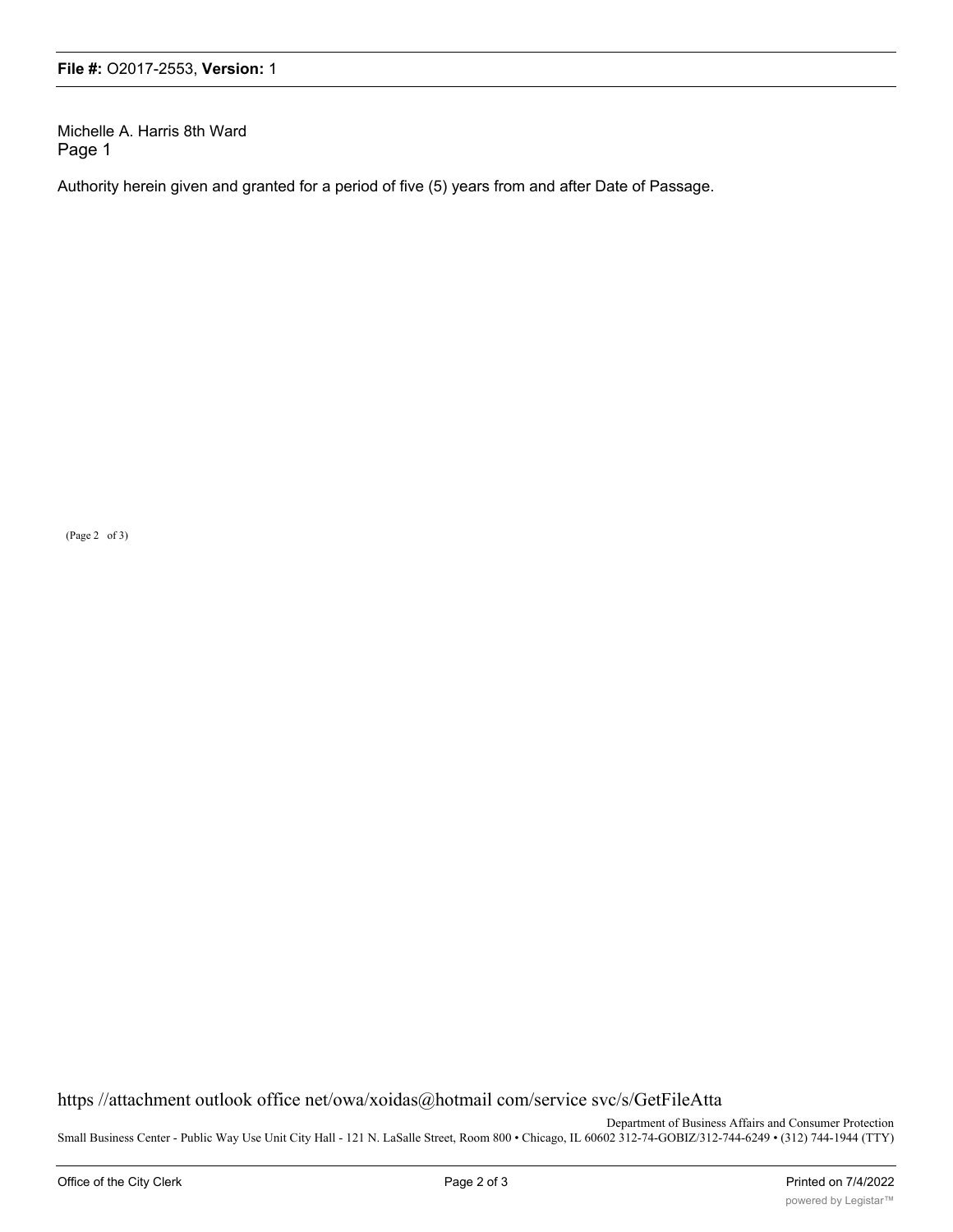Michelle A. Harris 8th Ward
Page 1

Authority herein given and granted for a period of five (5) years from and after Date of Passage.

(Page 2 of 3)

https //attachment outlook office net/owa/xoidas@hotmail com/service svc/s/GetFileAtta

Department of Business Affairs and Consumer Protection
Small Business Center - Public Way Use Unit City Hall - 121 N. LaSalle Street, Room 800 • Chicago, IL 60602 312-74-GOBIZ/312-744-6249 • (312) 744-1944 (TTY)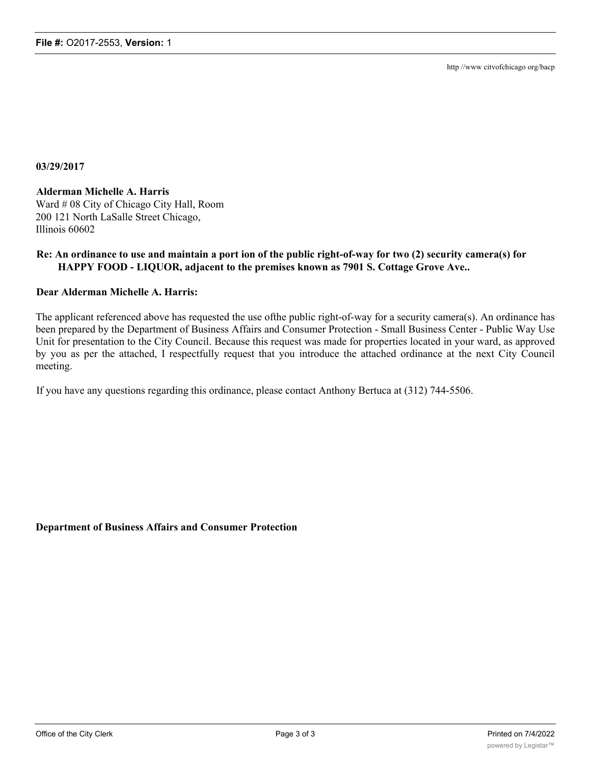http //www citvofchicago org/bacp

**03/29/2017**

**Alderman Michelle A. Harris**
Ward # 08 City of Chicago City Hall, Room
200 121 North LaSalle Street Chicago,
Illinois 60602

**Re: An ordinance to use and maintain a port ion of the public right-of-way for two (2) security camera(s) for HAPPY FOOD - LIQUOR, adjacent to the premises known as 7901 S. Cottage Grove Ave..**

**Dear Alderman Michelle A. Harris:**

The applicant referenced above has requested the use ofthe public right-of-way for a security camera(s). An ordinance has been prepared by the Department of Business Affairs and Consumer Protection - Small Business Center - Public Way Use Unit for presentation to the City Council. Because this request was made for properties located in your ward, as approved by you as per the attached, I respectfully request that you introduce the attached ordinance at the next City Council meeting.

If you have any questions regarding this ordinance, please contact Anthony Bertuca at (312) 744-5506.

**Department of Business Affairs and Consumer Protection**